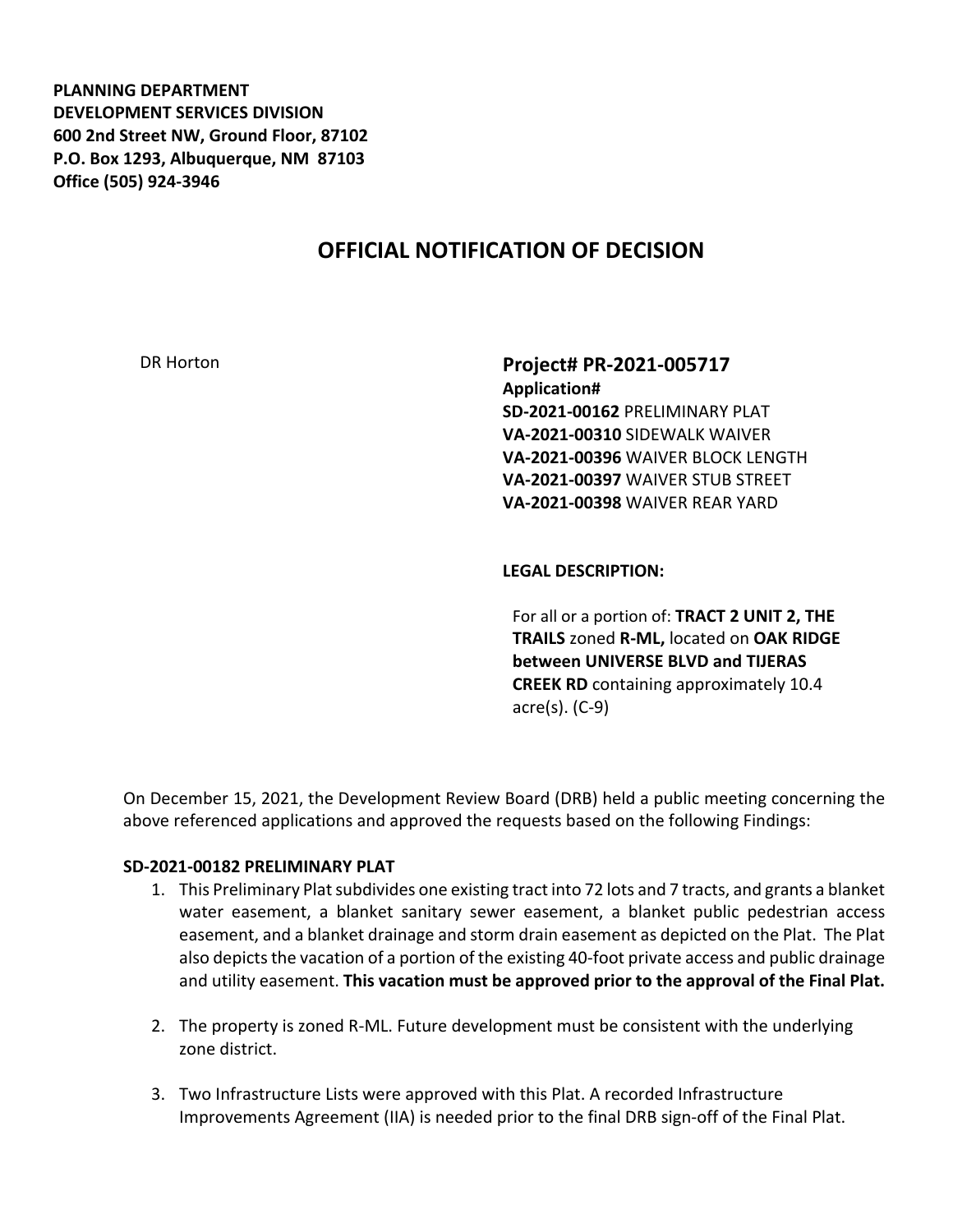**PLANNING DEPARTMENT**
**DEVELOPMENT SERVICES DIVISION**
**600 2nd Street NW, Ground Floor, 87102**
**P.O. Box 1293, Albuquerque, NM 87103**
**Office (505) 924-3946**

# OFFICIAL NOTIFICATION OF DECISION

DR Horton

**Project# PR-2021-005717**
**Application#**
**SD-2021-00162** PRELIMINARY PLAT
**VA-2021-00310** SIDEWALK WAIVER
**VA-2021-00396** WAIVER BLOCK LENGTH
**VA-2021-00397** WAIVER STUB STREET
**VA-2021-00398** WAIVER REAR YARD

**LEGAL DESCRIPTION:**

For all or a portion of: **TRACT 2 UNIT 2, THE TRAILS** zoned **R-ML,** located on **OAK RIDGE between UNIVERSE BLVD and TIJERAS CREEK RD** containing approximately 10.4 acre(s). (C-9)

On December 15, 2021, the Development Review Board (DRB) held a public meeting concerning the above referenced applications and approved the requests based on the following Findings:

**SD-2021-00182 PRELIMINARY PLAT**

1. This Preliminary Plat subdivides one existing tract into 72 lots and 7 tracts, and grants a blanket water easement, a blanket sanitary sewer easement, a blanket public pedestrian access easement, and a blanket drainage and storm drain easement as depicted on the Plat. The Plat also depicts the vacation of a portion of the existing 40-foot private access and public drainage and utility easement. **This vacation must be approved prior to the approval of the Final Plat.**

2. The property is zoned R-ML. Future development must be consistent with the underlying zone district.

3. Two Infrastructure Lists were approved with this Plat. A recorded Infrastructure Improvements Agreement (IIA) is needed prior to the final DRB sign-off of the Final Plat.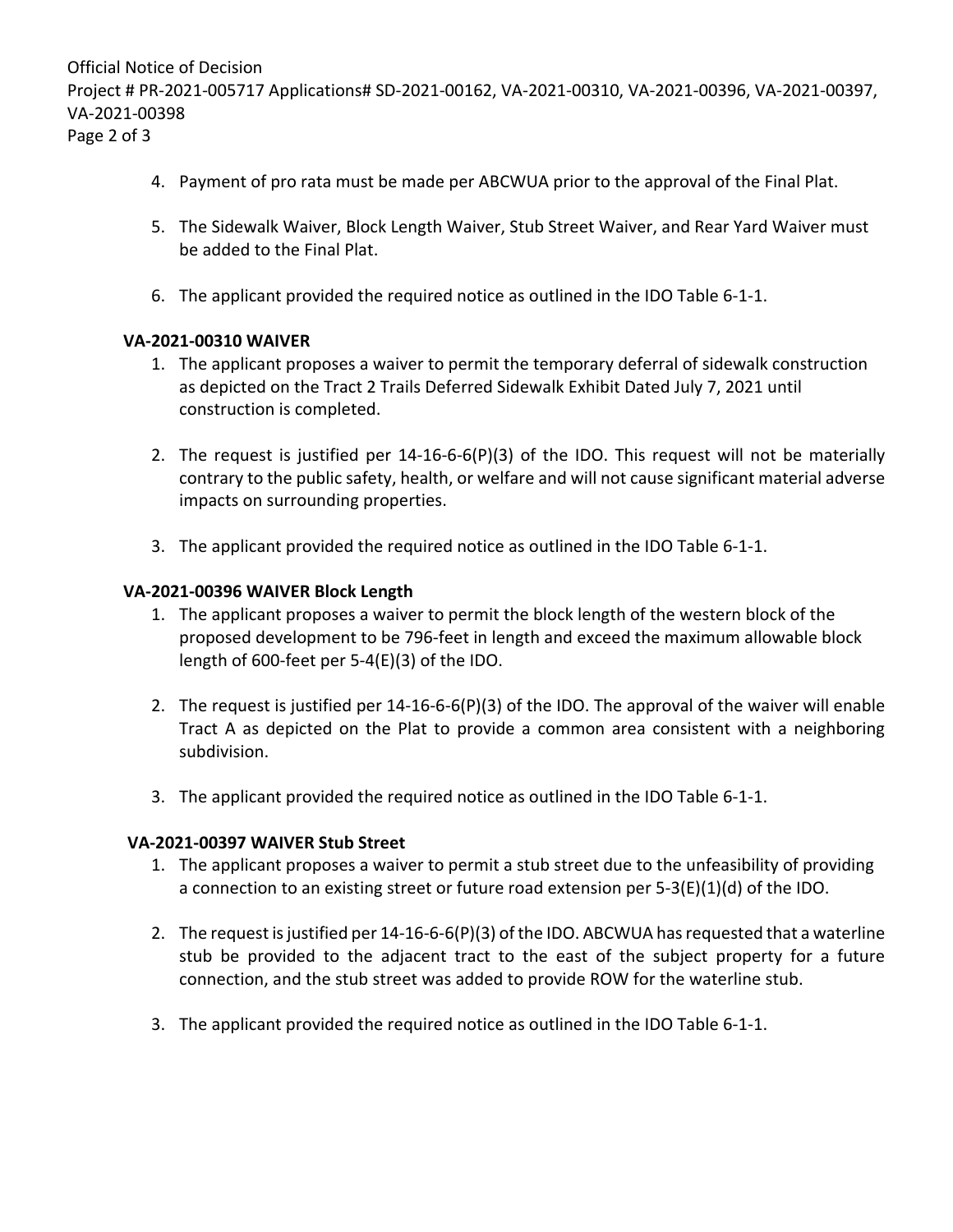4. Payment of pro rata must be made per ABCWUA prior to the approval of the Final Plat.

5. The Sidewalk Waiver, Block Length Waiver, Stub Street Waiver, and Rear Yard Waiver must be added to the Final Plat.

6. The applicant provided the required notice as outlined in the IDO Table 6-1-1.

**VA-2021-00310 WAIVER**

1. The applicant proposes a waiver to permit the temporary deferral of sidewalk construction as depicted on the Tract 2 Trails Deferred Sidewalk Exhibit Dated July 7, 2021 until construction is completed.

2. The request is justified per 14-16-6-6(P)(3) of the IDO. This request will not be materially contrary to the public safety, health, or welfare and will not cause significant material adverse impacts on surrounding properties.

3. The applicant provided the required notice as outlined in the IDO Table 6-1-1.

**VA-2021-00396 WAIVER Block Length**

1. The applicant proposes a waiver to permit the block length of the western block of the proposed development to be 796-feet in length and exceed the maximum allowable block length of 600-feet per 5-4(E)(3) of the IDO.

2. The request is justified per 14-16-6-6(P)(3) of the IDO. The approval of the waiver will enable Tract A as depicted on the Plat to provide a common area consistent with a neighboring subdivision.

3. The applicant provided the required notice as outlined in the IDO Table 6-1-1.

**VA-2021-00397 WAIVER Stub Street**

1. The applicant proposes a waiver to permit a stub street due to the unfeasibility of providing a connection to an existing street or future road extension per 5-3(E)(1)(d) of the IDO.

2. The request is justified per 14-16-6-6(P)(3) of the IDO. ABCWUA has requested that a waterline stub be provided to the adjacent tract to the east of the subject property for a future connection, and the stub street was added to provide ROW for the waterline stub.

3. The applicant provided the required notice as outlined in the IDO Table 6-1-1.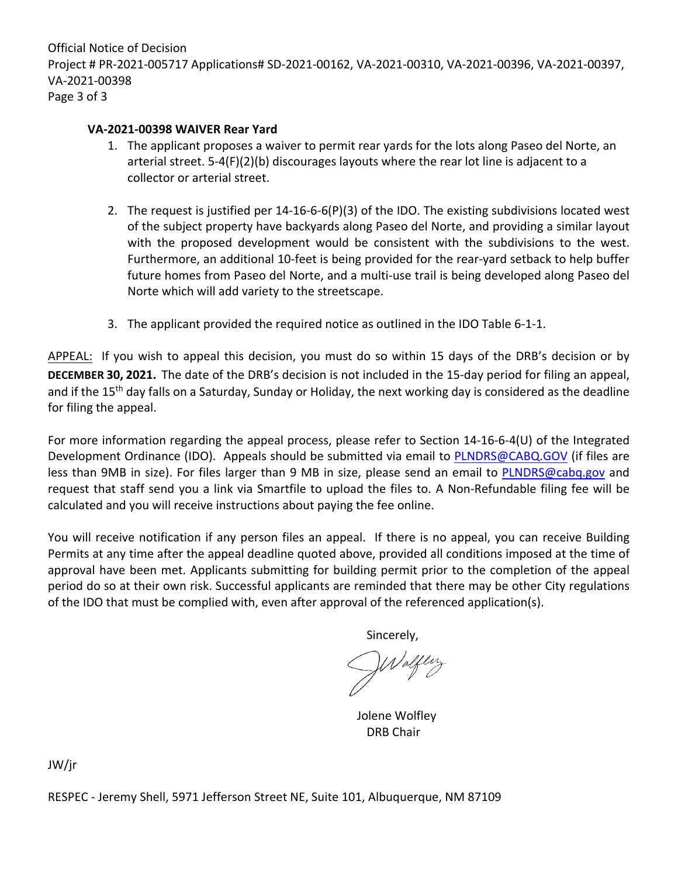**VA-2021-00398 WAIVER Rear Yard**

1. The applicant proposes a waiver to permit rear yards for the lots along Paseo del Norte, an arterial street. 5-4(F)(2)(b) discourages layouts where the rear lot line is adjacent to a collector or arterial street.

2. The request is justified per 14-16-6-6(P)(3) of the IDO. The existing subdivisions located west of the subject property have backyards along Paseo del Norte, and providing a similar layout with the proposed development would be consistent with the subdivisions to the west. Furthermore, an additional 10-feet is being provided for the rear-yard setback to help buffer future homes from Paseo del Norte, and a multi-use trail is being developed along Paseo del Norte which will add variety to the streetscape.

3. The applicant provided the required notice as outlined in the IDO Table 6-1-1.

APPEAL: If you wish to appeal this decision, you must do so within 15 days of the DRB's decision or by **DECEMBER 30, 2021.** The date of the DRB's decision is not included in the 15-day period for filing an appeal, and if the 15th day falls on a Saturday, Sunday or Holiday, the next working day is considered as the deadline for filing the appeal.

For more information regarding the appeal process, please refer to Section 14-16-6-4(U) of the Integrated Development Ordinance (IDO). Appeals should be submitted via email to PLNDRS@CABQ.GOV (if files are less than 9MB in size). For files larger than 9 MB in size, please send an email to PLNDRS@cabq.gov and request that staff send you a link via Smartfile to upload the files to. A Non-Refundable filing fee will be calculated and you will receive instructions about paying the fee online.

You will receive notification if any person files an appeal. If there is no appeal, you can receive Building Permits at any time after the appeal deadline quoted above, provided all conditions imposed at the time of approval have been met. Applicants submitting for building permit prior to the completion of the appeal period do so at their own risk. Successful applicants are reminded that there may be other City regulations of the IDO that must be complied with, even after approval of the referenced application(s).

Sincerely,

Jolene Wolfley
DRB Chair

JW/jr

RESPEC - Jeremy Shell, 5971 Jefferson Street NE, Suite 101, Albuquerque, NM 87109